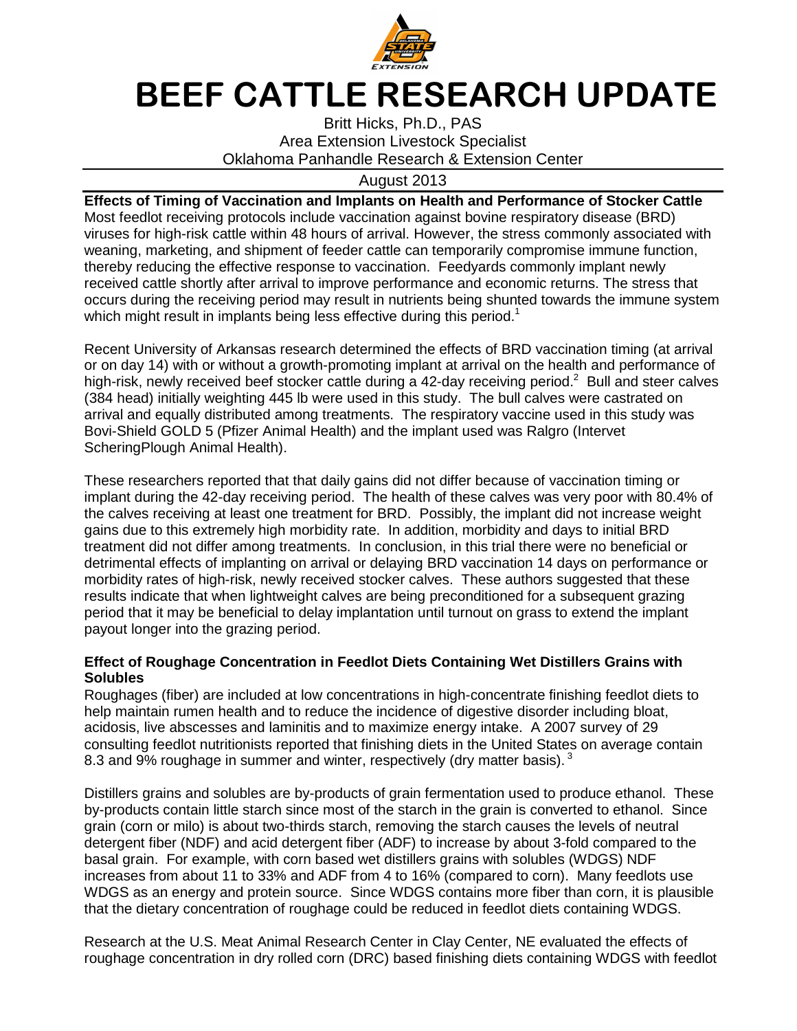# BEEF CATTLE RESEARCH UPDATE

Britt Hicks, Ph.D., PAS
Area Extension Livestock Specialist
Oklahoma Panhandle Research & Extension Center

August 2013

**Effects of Timing of Vaccination and Implants on Health and Performance of Stocker Cattle**

Most feedlot receiving protocols include vaccination against bovine respiratory disease (BRD) viruses for high-risk cattle within 48 hours of arrival. However, the stress commonly associated with weaning, marketing, and shipment of feeder cattle can temporarily compromise immune function, thereby reducing the effective response to vaccination. Feedyards commonly implant newly received cattle shortly after arrival to improve performance and economic returns. The stress that occurs during the receiving period may result in nutrients being shunted towards the immune system which might result in implants being less effective during this period.[1]

Recent University of Arkansas research determined the effects of BRD vaccination timing (at arrival or on day 14) with or without a growth-promoting implant at arrival on the health and performance of high-risk, newly received beef stocker cattle during a 42-day receiving period.[2] Bull and steer calves (384 head) initially weighting 445 lb were used in this study. The bull calves were castrated on arrival and equally distributed among treatments. The respiratory vaccine used in this study was Bovi-Shield GOLD 5 (Pfizer Animal Health) and the implant used was Ralgro (Intervet ScheringPlough Animal Health).

These researchers reported that that daily gains did not differ because of vaccination timing or implant during the 42-day receiving period. The health of these calves was very poor with 80.4% of the calves receiving at least one treatment for BRD. Possibly, the implant did not increase weight gains due to this extremely high morbidity rate. In addition, morbidity and days to initial BRD treatment did not differ among treatments. In conclusion, in this trial there were no beneficial or detrimental effects of implanting on arrival or delaying BRD vaccination 14 days on performance or morbidity rates of high-risk, newly received stocker calves. These authors suggested that these results indicate that when lightweight calves are being preconditioned for a subsequent grazing period that it may be beneficial to delay implantation until turnout on grass to extend the implant payout longer into the grazing period.

**Effect of Roughage Concentration in Feedlot Diets Containing Wet Distillers Grains with Solubles**

Roughages (fiber) are included at low concentrations in high-concentrate finishing feedlot diets to help maintain rumen health and to reduce the incidence of digestive disorder including bloat, acidosis, live abscesses and laminitis and to maximize energy intake. A 2007 survey of 29 consulting feedlot nutritionists reported that finishing diets in the United States on average contain 8.3 and 9% roughage in summer and winter, respectively (dry matter basis).[3]

Distillers grains and solubles are by-products of grain fermentation used to produce ethanol. These by-products contain little starch since most of the starch in the grain is converted to ethanol. Since grain (corn or milo) is about two-thirds starch, removing the starch causes the levels of neutral detergent fiber (NDF) and acid detergent fiber (ADF) to increase by about 3-fold compared to the basal grain. For example, with corn based wet distillers grains with solubles (WDGS) NDF increases from about 11 to 33% and ADF from 4 to 16% (compared to corn). Many feedlots use WDGS as an energy and protein source. Since WDGS contains more fiber than corn, it is plausible that the dietary concentration of roughage could be reduced in feedlot diets containing WDGS.

Research at the U.S. Meat Animal Research Center in Clay Center, NE evaluated the effects of roughage concentration in dry rolled corn (DRC) based finishing diets containing WDGS with feedlot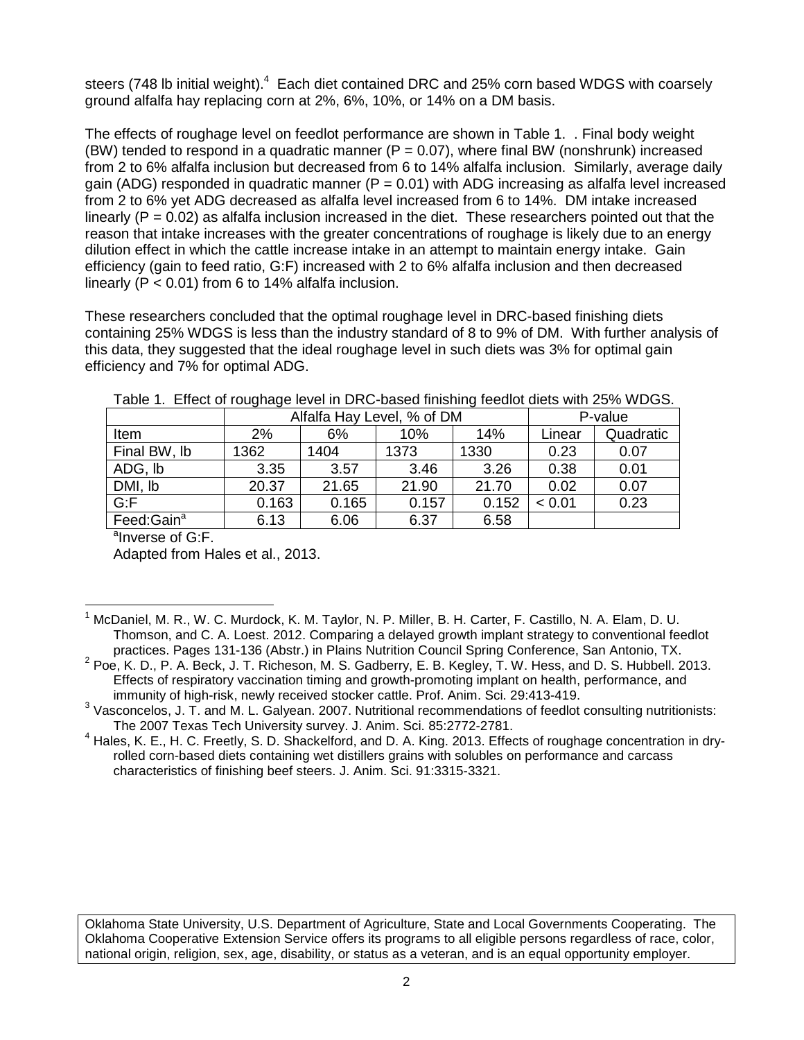steers (748 lb initial weight).[4] Each diet contained DRC and 25% corn based WDGS with coarsely ground alfalfa hay replacing corn at 2%, 6%, 10%, or 14% on a DM basis.

The effects of roughage level on feedlot performance are shown in Table 1. . Final body weight (BW) tended to respond in a quadratic manner ($P = 0.07$), where final BW (nonshrunk) increased from 2 to 6% alfalfa inclusion but decreased from 6 to 14% alfalfa inclusion. Similarly, average daily gain (ADG) responded in quadratic manner ($P = 0.01$) with ADG increasing as alfalfa level increased from 2 to 6% yet ADG decreased as alfalfa level increased from 6 to 14%. DM intake increased linearly ($P = 0.02$) as alfalfa inclusion increased in the diet. These researchers pointed out that the reason that intake increases with the greater concentrations of roughage is likely due to an energy dilution effect in which the cattle increase intake in an attempt to maintain energy intake. Gain efficiency (gain to feed ratio, G:F) increased with 2 to 6% alfalfa inclusion and then decreased linearly ($P < 0.01$) from 6 to 14% alfalfa inclusion.

These researchers concluded that the optimal roughage level in DRC-based finishing diets containing 25% WDGS is less than the industry standard of 8 to 9% of DM. With further analysis of this data, they suggested that the ideal roughage level in such diets was 3% for optimal gain efficiency and 7% for optimal ADG.

Table 1. Effect of roughage level in DRC-based finishing feedlot diets with 25% WDGS.

| | Alfalfa Hay Level, % of DM | | | | P-value | |
|---|---|---|---|---|---|---|
| Item | 2% | 6% | 10% | 14% | Linear | Quadratic |
| Final BW, lb | 1362 | 1404 | 1373 | 1330 | 0.23 | 0.07 |
| ADG, lb | 3.35 | 3.57 | 3.46 | 3.26 | 0.38 | 0.01 |
| DMI, lb | 20.37 | 21.65 | 21.90 | 21.70 | 0.02 | 0.07 |
| G:F | 0.163 | 0.165 | 0.157 | 0.152 | < 0.01 | 0.23 |
| Feed:Gain[a] | 6.13 | 6.06 | 6.37 | 6.58 | | |

[a]Inverse of G:F.

Adapted from Hales et al., 2013.

---

[1] McDaniel, M. R., W. C. Murdock, K. M. Taylor, N. P. Miller, B. H. Carter, F. Castillo, N. A. Elam, D. U. Thomson, and C. A. Loest. 2012. Comparing a delayed growth implant strategy to conventional feedlot practices. Pages 131-136 (Abstr.) in Plains Nutrition Council Spring Conference, San Antonio, TX.

[2] Poe, K. D., P. A. Beck, J. T. Richeson, M. S. Gadberry, E. B. Kegley, T. W. Hess, and D. S. Hubbell. 2013. Effects of respiratory vaccination timing and growth-promoting implant on health, performance, and immunity of high-risk, newly received stocker cattle. Prof. Anim. Sci. 29:413-419.

[3] Vasconcelos, J. T. and M. L. Galyean. 2007. Nutritional recommendations of feedlot consulting nutritionists: The 2007 Texas Tech University survey. J. Anim. Sci. 85:2772-2781.

[4] Hales, K. E., H. C. Freetly, S. D. Shackelford, and D. A. King. 2013. Effects of roughage concentration in dry-rolled corn-based diets containing wet distillers grains with solubles on performance and carcass characteristics of finishing beef steers. J. Anim. Sci. 91:3315-3321.

Oklahoma State University, U.S. Department of Agriculture, State and Local Governments Cooperating. The Oklahoma Cooperative Extension Service offers its programs to all eligible persons regardless of race, color, national origin, religion, sex, age, disability, or status as a veteran, and is an equal opportunity employer.